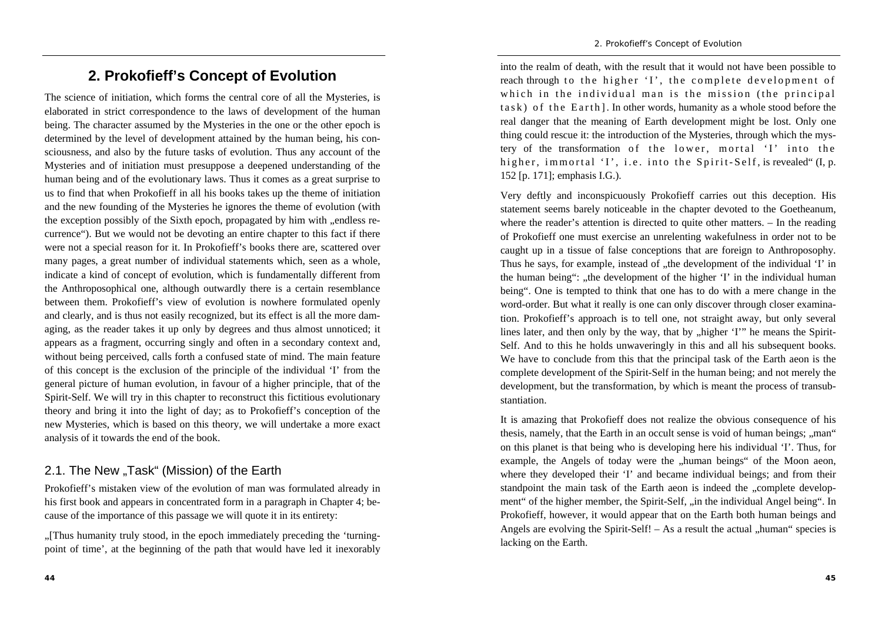# 2. Prokofieff's Concept of Evolution

The science of initiation, which forms the central core of all the Mysteries, is elaborated in strict correspondence to the laws of development of the human being. The character assumed by the Mysteries in the one or the other epoch is determined by the level of development attained by the human being, his consciousness, and also by the future tasks of evolution. Thus any account of the Mysteries and of initiation must presuppose a deepened understanding of the human being and of the evolutionary laws. Thus it comes as a great surprise to us to find that when Prokofieff in all his books takes up the theme of initiation and the new founding of the Mysteries he ignores the theme of evolution (with the exception possibly of the Sixth epoch, propagated by him with „endless recurrence"). But we would not be devoting an entire chapter to this fact if there were not a special reason for it. In Prokofieff's books there are, scattered over many pages, a great number of individual statements which, seen as a whole, indicate a kind of concept of evolution, which is fundamentally different from the Anthroposophical one, although outwardly there is a certain resemblance between them. Prokofieff's view of evolution is nowhere formulated openly and clearly, and is thus not easily recognized, but its effect is all the more damaging, as the reader takes it up only by degrees and thus almost unnoticed; it appears as a fragment, occurring singly and often in a secondary context and, without being perceived, calls forth a confused state of mind. The main feature of this concept is the exclusion of the principle of the individual 'I' from the general picture of human evolution, in favour of a higher principle, that of the Spirit-Self. We will try in this chapter to reconstruct this fictitious evolutionary theory and bring it into the light of day; as to Prokofieff's conception of the new Mysteries, which is based on this theory, we will undertake a more exact analysis of it towards the end of the book.

## 2.1. The New „Task" (Mission) of the Earth

Prokofieff's mistaken view of the evolution of man was formulated already in his first book and appears in concentrated form in a paragraph in Chapter 4; because of the importance of this passage we will quote it in its entirety:

„[Thus humanity truly stood, in the epoch immediately preceding the 'turning-point of time', at the beginning of the path that would have led it inexorably into the realm of death, with the result that it would not have been possible to reach through to the higher 'I', the complete development of which in the individual man is the mission (the principal task) of the Earth]. In other words, humanity as a whole stood before the real danger that the meaning of Earth development might be lost. Only one thing could rescue it: the introduction of the Mysteries, through which the mystery of the transformation of the lower, mortal 'I' into the higher, immortal 'I', i.e. into the Spirit-Self, is revealed" (I, p. 152 [p. 171]; emphasis I.G.).

Very deftly and inconspicuously Prokofieff carries out this deception. His statement seems barely noticeable in the chapter devoted to the Goetheanum, where the reader's attention is directed to quite other matters. – In the reading of Prokofieff one must exercise an unrelenting wakefulness in order not to be caught up in a tissue of false conceptions that are foreign to Anthroposophy. Thus he says, for example, instead of „the development of the individual 'I' in the human being": „the development of the higher 'I' in the individual human being". One is tempted to think that one has to do with a mere change in the word-order. But what it really is one can only discover through closer examination. Prokofieff's approach is to tell one, not straight away, but only several lines later, and then only by the way, that by „higher 'I'" he means the Spirit-Self. And to this he holds unwaveringly in this and all his subsequent books. We have to conclude from this that the principal task of the Earth aeon is the complete development of the Spirit-Self in the human being; and not merely the development, but the transformation, by which is meant the process of transubstantiation.

It is amazing that Prokofieff does not realize the obvious consequence of his thesis, namely, that the Earth in an occult sense is void of human beings; „man" on this planet is that being who is developing here his individual 'I'. Thus, for example, the Angels of today were the „human beings" of the Moon aeon, where they developed their 'I' and became individual beings; and from their standpoint the main task of the Earth aeon is indeed the „complete development" of the higher member, the Spirit-Self, „in the individual Angel being". In Prokofieff, however, it would appear that on the Earth both human beings and Angels are evolving the Spirit-Self! – As a result the actual „human" species is lacking on the Earth.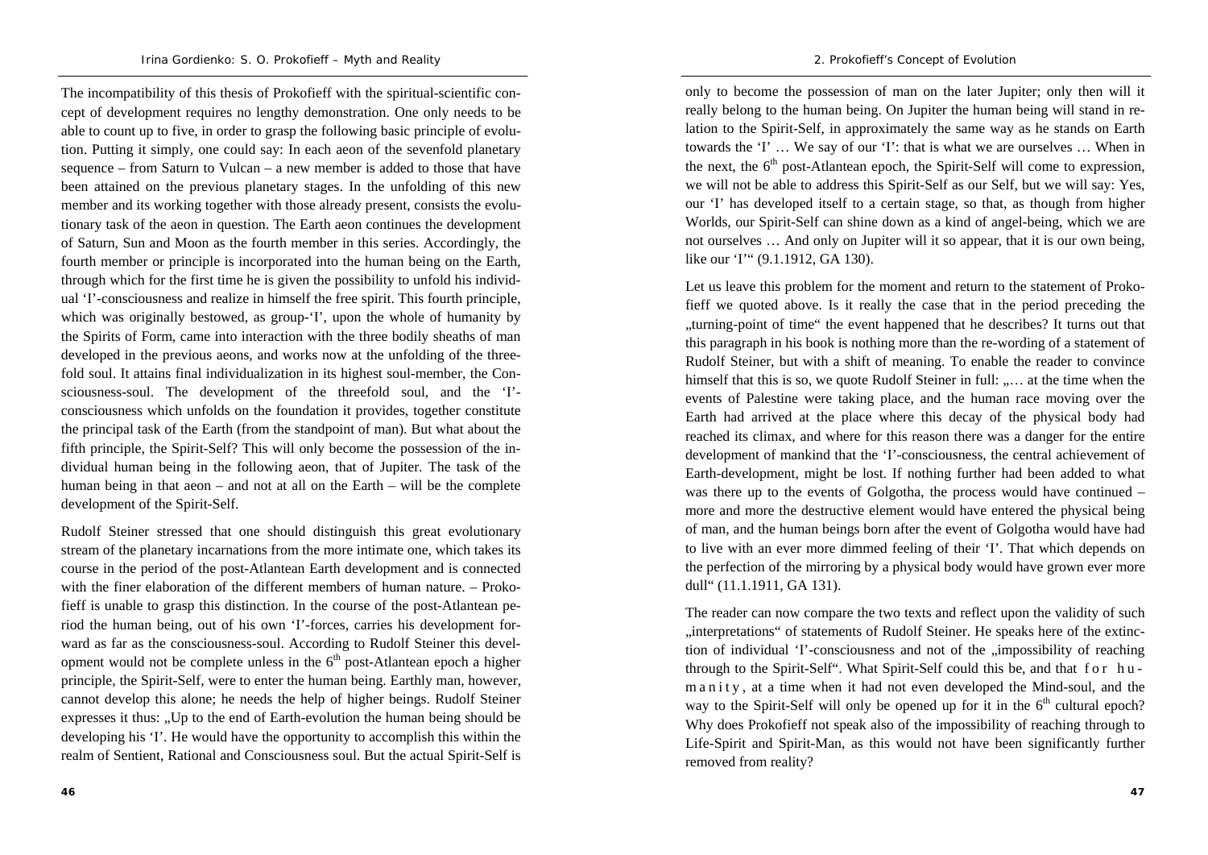The incompatibility of this thesis of Prokofieff with the spiritual-scientific concept of development requires no lengthy demonstration. One only needs to be able to count up to five, in order to grasp the following basic principle of evolution. Putting it simply, one could say: In each aeon of the sevenfold planetary sequence – from Saturn to Vulcan – a new member is added to those that have been attained on the previous planetary stages. In the unfolding of this new member and its working together with those already present, consists the evolutionary task of the aeon in question. The Earth aeon continues the development of Saturn, Sun and Moon as the fourth member in this series. Accordingly, the fourth member or principle is incorporated into the human being on the Earth, through which for the first time he is given the possibility to unfold his individual 'I'-consciousness and realize in himself the free spirit. This fourth principle, which was originally bestowed, as group-'I', upon the whole of humanity by the Spirits of Form, came into interaction with the three bodily sheaths of man developed in the previous aeons, and works now at the unfolding of the threefold soul. It attains final individualization in its highest soul-member, the Consciousness-soul. The development of the threefold soul, and the 'I'-consciousness which unfolds on the foundation it provides, together constitute the principal task of the Earth (from the standpoint of man). But what about the fifth principle, the Spirit-Self? This will only become the possession of the individual human being in the following aeon, that of Jupiter. The task of the human being in that aeon – and not at all on the Earth – will be the complete development of the Spirit-Self.

Rudolf Steiner stressed that one should distinguish this great evolutionary stream of the planetary incarnations from the more intimate one, which takes its course in the period of the post-Atlantean Earth development and is connected with the finer elaboration of the different members of human nature. – Prokofieff is unable to grasp this distinction. In the course of the post-Atlantean period the human being, out of his own 'I'-forces, carries his development forward as far as the consciousness-soul. According to Rudolf Steiner this development would not be complete unless in the 6th post-Atlantean epoch a higher principle, the Spirit-Self, were to enter the human being. Earthly man, however, cannot develop this alone; he needs the help of higher beings. Rudolf Steiner expresses it thus: „Up to the end of Earth-evolution the human being should be developing his 'I'. He would have the opportunity to accomplish this within the realm of Sentient, Rational and Consciousness soul. But the actual Spirit-Self is only to become the possession of man on the later Jupiter; only then will it really belong to the human being. On Jupiter the human being will stand in relation to the Spirit-Self, in approximately the same way as he stands on Earth towards the 'I' … We say of our 'I': that is what we are ourselves … When in the next, the 6th post-Atlantean epoch, the Spirit-Self will come to expression, we will not be able to address this Spirit-Self as our Self, but we will say: Yes, our 'I' has developed itself to a certain stage, so that, as though from higher Worlds, our Spirit-Self can shine down as a kind of angel-being, which we are not ourselves … And only on Jupiter will it so appear, that it is our own being, like our 'I'" (9.1.1912, GA 130).

Let us leave this problem for the moment and return to the statement of Prokofieff we quoted above. Is it really the case that in the period preceding the „turning-point of time" the event happened that he describes? It turns out that this paragraph in his book is nothing more than the re-wording of a statement of Rudolf Steiner, but with a shift of meaning. To enable the reader to convince himself that this is so, we quote Rudolf Steiner in full: „… at the time when the events of Palestine were taking place, and the human race moving over the Earth had arrived at the place where this decay of the physical body had reached its climax, and where for this reason there was a danger for the entire development of mankind that the 'I'-consciousness, the central achievement of Earth-development, might be lost. If nothing further had been added to what was there up to the events of Golgotha, the process would have continued – more and more the destructive element would have entered the physical being of man, and the human beings born after the event of Golgotha would have had to live with an ever more dimmed feeling of their 'I'. That which depends on the perfection of the mirroring by a physical body would have grown ever more dull" (11.1.1911, GA 131).

The reader can now compare the two texts and reflect upon the validity of such „interpretations" of statements of Rudolf Steiner. He speaks here of the extinction of individual 'I'-consciousness and not of the „impossibility of reaching through to the Spirit-Self". What Spirit-Self could this be, and that *for humanity*, at a time when it had not even developed the Mind-soul, and the way to the Spirit-Self will only be opened up for it in the 6th cultural epoch? Why does Prokofieff not speak also of the impossibility of reaching through to Life-Spirit and Spirit-Man, as this would not have been significantly further removed from reality?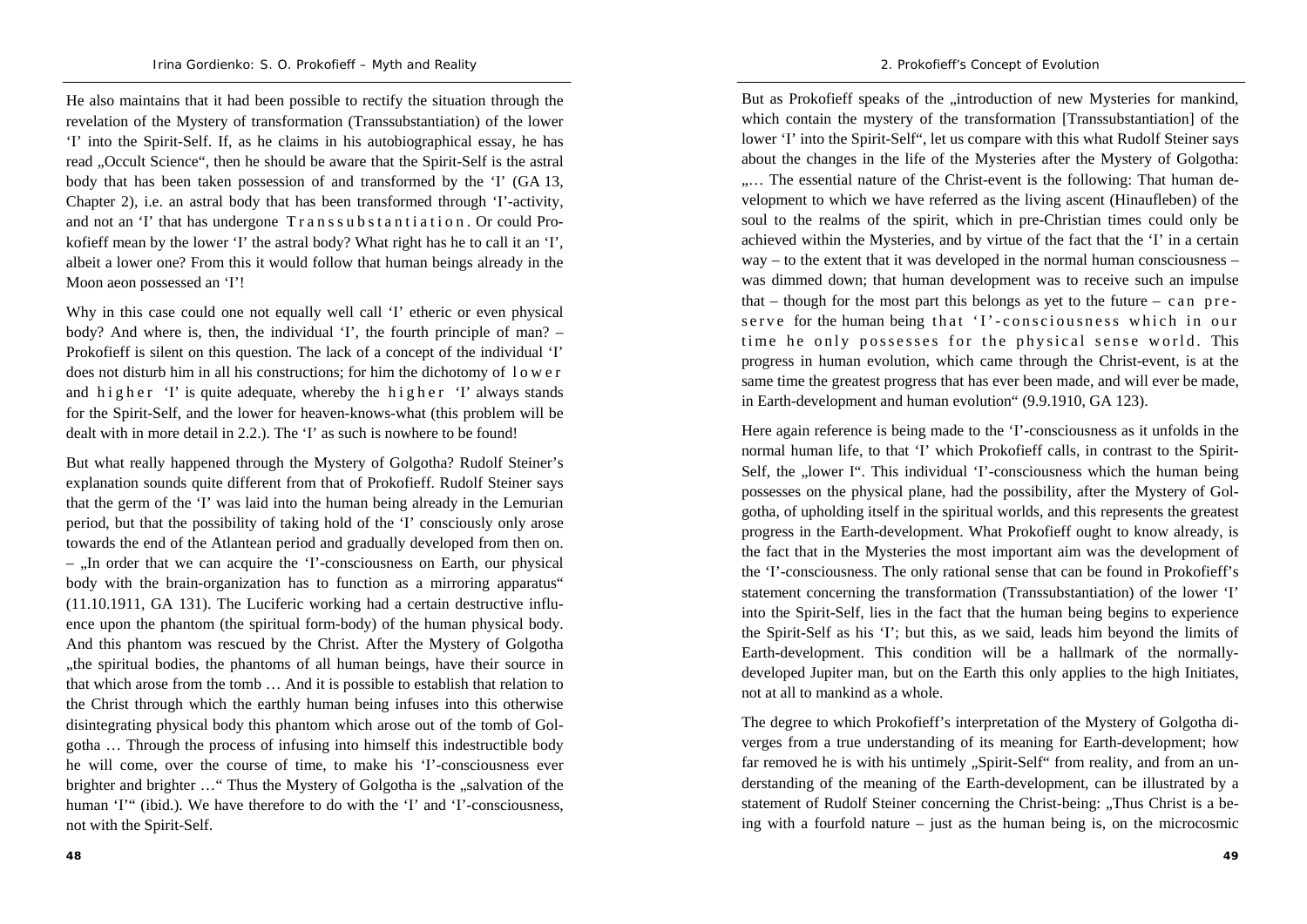He also maintains that it had been possible to rectify the situation through the revelation of the Mystery of transformation (Transsubstantiation) of the lower 'I' into the Spirit-Self. If, as he claims in his autobiographical essay, he has read „Occult Science", then he should be aware that the Spirit-Self is the astral body that has been taken possession of and transformed by the 'I' (GA 13, Chapter 2), i.e. an astral body that has been transformed through 'I'-activity, and not an 'I' that has undergone Transsubstantiation. Or could Prokofieff mean by the lower 'I' the astral body? What right has he to call it an 'I', albeit a lower one? From this it would follow that human beings already in the Moon aeon possessed an 'I'!

Why in this case could one not equally well call 'I' etheric or even physical body? And where is, then, the individual 'I', the fourth principle of man? – Prokofieff is silent on this question. The lack of a concept of the individual 'I' does not disturb him in all his constructions; for him the dichotomy of lower and higher 'I' is quite adequate, whereby the higher 'I' always stands for the Spirit-Self, and the lower for heaven-knows-what (this problem will be dealt with in more detail in 2.2.). The 'I' as such is nowhere to be found!

But what really happened through the Mystery of Golgotha? Rudolf Steiner's explanation sounds quite different from that of Prokofieff. Rudolf Steiner says that the germ of the 'I' was laid into the human being already in the Lemurian period, but that the possibility of taking hold of the 'I' consciously only arose towards the end of the Atlantean period and gradually developed from then on. – „In order that we can acquire the 'I'-consciousness on Earth, our physical body with the brain-organization has to function as a mirroring apparatus" (11.10.1911, GA 131). The Luciferic working had a certain destructive influence upon the phantom (the spiritual form-body) of the human physical body. And this phantom was rescued by the Christ. After the Mystery of Golgotha „the spiritual bodies, the phantoms of all human beings, have their source in that which arose from the tomb … And it is possible to establish that relation to the Christ through which the earthly human being infuses into this otherwise disintegrating physical body this phantom which arose out of the tomb of Golgotha … Through the process of infusing into himself this indestructible body he will come, over the course of time, to make his 'I'-consciousness ever brighter and brighter …" Thus the Mystery of Golgotha is the „salvation of the human 'I'" (ibid.). We have therefore to do with the 'I' and 'I'-consciousness, not with the Spirit-Self.

But as Prokofieff speaks of the „introduction of new Mysteries for mankind, which contain the mystery of the transformation [Transsubstantiation] of the lower 'I' into the Spirit-Self", let us compare with this what Rudolf Steiner says about the changes in the life of the Mysteries after the Mystery of Golgotha: „… The essential nature of the Christ-event is the following: That human development to which we have referred as the living ascent (Hinaufleben) of the soul to the realms of the spirit, which in pre-Christian times could only be achieved within the Mysteries, and by virtue of the fact that the 'I' in a certain way – to the extent that it was developed in the normal human consciousness – was dimmed down; that human development was to receive such an impulse that – though for the most part this belongs as yet to the future – can preserve for the human being that 'I'-consciousness which in our time he only possesses for the physical sense world. This progress in human evolution, which came through the Christ-event, is at the same time the greatest progress that has ever been made, and will ever be made, in Earth-development and human evolution" (9.9.1910, GA 123).

Here again reference is being made to the 'I'-consciousness as it unfolds in the normal human life, to that 'I' which Prokofieff calls, in contrast to the Spirit-Self, the „lower I". This individual 'I'-consciousness which the human being possesses on the physical plane, had the possibility, after the Mystery of Golgotha, of upholding itself in the spiritual worlds, and this represents the greatest progress in the Earth-development. What Prokofieff ought to know already, is the fact that in the Mysteries the most important aim was the development of the 'I'-consciousness. The only rational sense that can be found in Prokofieff's statement concerning the transformation (Transsubstantiation) of the lower 'I' into the Spirit-Self, lies in the fact that the human being begins to experience the Spirit-Self as his 'I'; but this, as we said, leads him beyond the limits of Earth-development. This condition will be a hallmark of the normally-developed Jupiter man, but on the Earth this only applies to the high Initiates, not at all to mankind as a whole.

The degree to which Prokofieff's interpretation of the Mystery of Golgotha diverges from a true understanding of its meaning for Earth-development; how far removed he is with his untimely „Spirit-Self" from reality, and from an understanding of the meaning of the Earth-development, can be illustrated by a statement of Rudolf Steiner concerning the Christ-being: „Thus Christ is a being with a fourfold nature – just as the human being is, on the microcosmic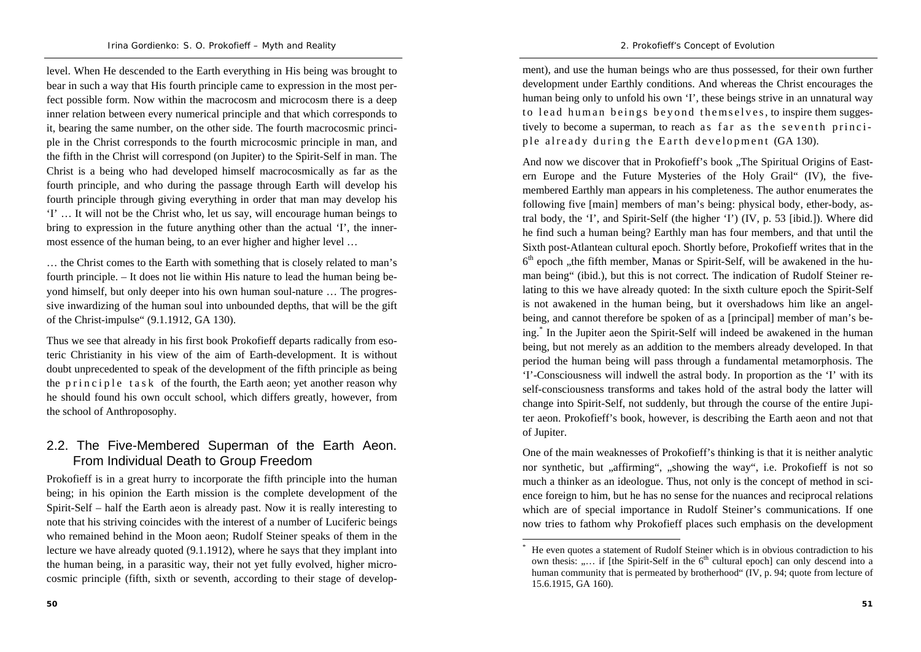level. When He descended to the Earth everything in His being was brought to bear in such a way that His fourth principle came to expression in the most perfect possible form. Now within the macrocosm and microcosm there is a deep inner relation between every numerical principle and that which corresponds to it, bearing the same number, on the other side. The fourth macrocosmic principle in the Christ corresponds to the fourth microcosmic principle in man, and the fifth in the Christ will correspond (on Jupiter) to the Spirit-Self in man. The Christ is a being who had developed himself macrocosmically as far as the fourth principle, and who during the passage through Earth will develop his fourth principle through giving everything in order that man may develop his 'I' … It will not be the Christ who, let us say, will encourage human beings to bring to expression in the future anything other than the actual 'I', the innermost essence of the human being, to an ever higher and higher level …

… the Christ comes to the Earth with something that is closely related to man's fourth principle. – It does not lie within His nature to lead the human being beyond himself, but only deeper into his own human soul-nature … The progressive inwardizing of the human soul into unbounded depths, that will be the gift of the Christ-impulse" (9.1.1912, GA 130).

Thus we see that already in his first book Prokofieff departs radically from esoteric Christianity in his view of the aim of Earth-development. It is without doubt unprecedented to speak of the development of the fifth principle as being the p r i n c i p l e  t a s k of the fourth, the Earth aeon; yet another reason why he should found his own occult school, which differs greatly, however, from the school of Anthroposophy.

## 2.2. The Five-Membered Superman of the Earth Aeon. From Individual Death to Group Freedom

Prokofieff is in a great hurry to incorporate the fifth principle into the human being; in his opinion the Earth mission is the complete development of the Spirit-Self – half the Earth aeon is already past. Now it is really interesting to note that his striving coincides with the interest of a number of Luciferic beings who remained behind in the Moon aeon; Rudolf Steiner speaks of them in the lecture we have already quoted (9.1.1912), where he says that they implant into the human being, in a parasitic way, their not yet fully evolved, higher microcosmic principle (fifth, sixth or seventh, according to their stage of development), and use the human beings who are thus possessed, for their own further development under Earthly conditions. And whereas the Christ encourages the human being only to unfold his own 'I', these beings strive in an unnatural way to lead human beings beyond themselves, to inspire them suggestively to become a superman, to reach as far as the seventh principle already during the Earth development (GA 130).

And now we discover that in Prokofieff's book „The Spiritual Origins of Eastern Europe and the Future Mysteries of the Holy Grail" (IV), the five-membered Earthly man appears in his completeness. The author enumerates the following five [main] members of man's being: physical body, ether-body, astral body, the 'I', and Spirit-Self (the higher 'I') (IV, p. 53 [ibid.]). Where did he find such a human being? Earthly man has four members, and that until the Sixth post-Atlantean cultural epoch. Shortly before, Prokofieff writes that in the 6th epoch „the fifth member, Manas or Spirit-Self, will be awakened in the human being" (ibid.), but this is not correct. The indication of Rudolf Steiner relating to this we have already quoted: In the sixth culture epoch the Spirit-Self is not awakened in the human being, but it overshadows him like an angel-being, and cannot therefore be spoken of as a [principal] member of man's being.* In the Jupiter aeon the Spirit-Self will indeed be awakened in the human being, but not merely as an addition to the members already developed. In that period the human being will pass through a fundamental metamorphosis. The 'I'-Consciousness will indwell the astral body. In proportion as the 'I' with its self-consciousness transforms and takes hold of the astral body the latter will change into Spirit-Self, not suddenly, but through the course of the entire Jupiter aeon. Prokofieff's book, however, is describing the Earth aeon and not that of Jupiter.

One of the main weaknesses of Prokofieff's thinking is that it is neither analytic nor synthetic, but „affirming", „showing the way", i.e. Prokofieff is not so much a thinker as an ideologue. Thus, not only is the concept of method in science foreign to him, but he has no sense for the nuances and reciprocal relations which are of special importance in Rudolf Steiner's communications. If one now tries to fathom why Prokofieff places such emphasis on the development

---

* He even quotes a statement of Rudolf Steiner which is in obvious contradiction to his own thesis: „… if [the Spirit-Self in the 6th cultural epoch] can only descend into a human community that is permeated by brotherhood" (IV, p. 94; quote from lecture of 15.6.1915, GA 160).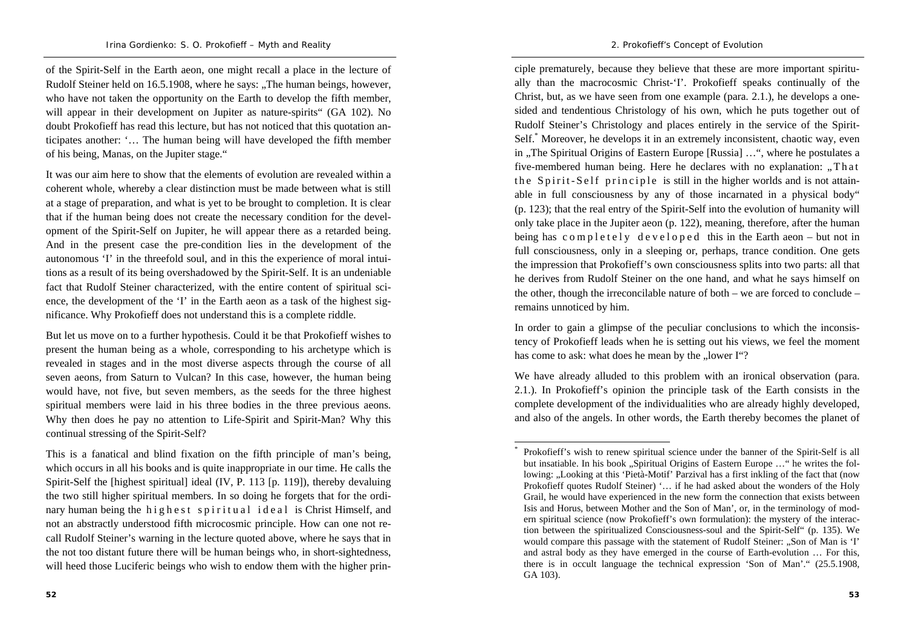of the Spirit-Self in the Earth aeon, one might recall a place in the lecture of Rudolf Steiner held on 16.5.1908, where he says: „The human beings, however, who have not taken the opportunity on the Earth to develop the fifth member, will appear in their development on Jupiter as nature-spirits" (GA 102). No doubt Prokofieff has read this lecture, but has not noticed that this quotation anticipates another: '… The human being will have developed the fifth member of his being, Manas, on the Jupiter stage."

It was our aim here to show that the elements of evolution are revealed within a coherent whole, whereby a clear distinction must be made between what is still at a stage of preparation, and what is yet to be brought to completion. It is clear that if the human being does not create the necessary condition for the development of the Spirit-Self on Jupiter, he will appear there as a retarded being. And in the present case the pre-condition lies in the development of the autonomous 'I' in the threefold soul, and in this the experience of moral intuitions as a result of its being overshadowed by the Spirit-Self. It is an undeniable fact that Rudolf Steiner characterized, with the entire content of spiritual science, the development of the 'I' in the Earth aeon as a task of the highest significance. Why Prokofieff does not understand this is a complete riddle.

But let us move on to a further hypothesis. Could it be that Prokofieff wishes to present the human being as a whole, corresponding to his archetype which is revealed in stages and in the most diverse aspects through the course of all seven aeons, from Saturn to Vulcan? In this case, however, the human being would have, not five, but seven members, as the seeds for the three highest spiritual members were laid in his three bodies in the three previous aeons. Why then does he pay no attention to Life-Spirit and Spirit-Man? Why this continual stressing of the Spirit-Self?

This is a fanatical and blind fixation on the fifth principle of man's being, which occurs in all his books and is quite inappropriate in our time. He calls the Spirit-Self the [highest spiritual] ideal (IV, P. 113 [p. 119]), thereby devaluing the two still higher spiritual members. In so doing he forgets that for the ordinary human being the *highest spiritual ideal* is Christ Himself, and not an abstractly understood fifth microcosmic principle. How can one not recall Rudolf Steiner's warning in the lecture quoted above, where he says that in the not too distant future there will be human beings who, in short-sightedness, will heed those Luciferic beings who wish to endow them with the higher principle prematurely, because they believe that these are more important spiritually than the macrocosmic Christ-'I'. Prokofieff speaks continually of the Christ, but, as we have seen from one example (para. 2.1.), he develops a one-sided and tendentious Christology of his own, which he puts together out of Rudolf Steiner's Christology and places entirely in the service of the Spirit-Self.* Moreover, he develops it in an extremely inconsistent, chaotic way, even in „The Spiritual Origins of Eastern Europe [Russia] …", where he postulates a five-membered human being. Here he declares with no explanation: „*That the Spirit-Self principle* is still in the higher worlds and is not attainable in full consciousness by any of those incarnated in a physical body" (p. 123); that the real entry of the Spirit-Self into the evolution of humanity will only take place in the Jupiter aeon (p. 122), meaning, therefore, after the human being has *completely developed* this in the Earth aeon – but not in full consciousness, only in a sleeping or, perhaps, trance condition. One gets the impression that Prokofieff's own consciousness splits into two parts: all that he derives from Rudolf Steiner on the one hand, and what he says himself on the other, though the irreconcilable nature of both – we are forced to conclude – remains unnoticed by him.

In order to gain a glimpse of the peculiar conclusions to which the inconsistency of Prokofieff leads when he is setting out his views, we feel the moment has come to ask: what does he mean by the „lower I"?

We have already alluded to this problem with an ironical observation (para. 2.1.). In Prokofieff's opinion the principle task of the Earth consists in the complete development of the individualities who are already highly developed, and also of the angels. In other words, the Earth thereby becomes the planet of

---

* Prokofieff's wish to renew spiritual science under the banner of the Spirit-Self is all but insatiable. In his book „Spiritual Origins of Eastern Europe …" he writes the following: „Looking at this 'Pietà-Motif' Parzival has a first inkling of the fact that (now Prokofieff quotes Rudolf Steiner) '… if he had asked about the wonders of the Holy Grail, he would have experienced in the new form the connection that exists between Isis and Horus, between Mother and the Son of Man', or, in the terminology of modern spiritual science (now Prokofieff's own formulation): the mystery of the interaction between the spiritualized Consciousness-soul and the Spirit-Self" (p. 135). We would compare this passage with the statement of Rudolf Steiner: „Son of Man is 'I' and astral body as they have emerged in the course of Earth-evolution … For this, there is in occult language the technical expression 'Son of Man'." (25.5.1908, GA 103).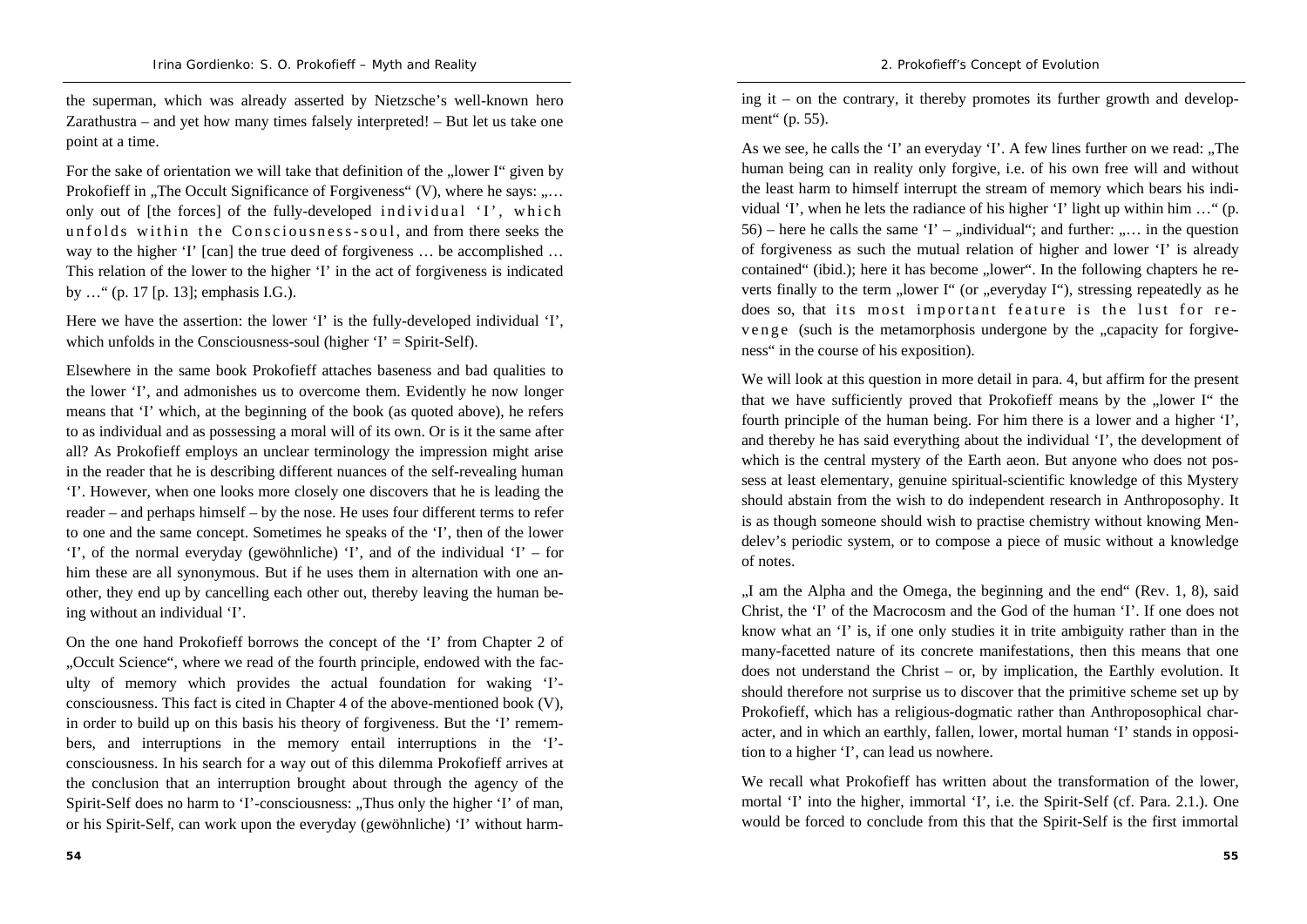the superman, which was already asserted by Nietzsche's well-known hero Zarathustra – and yet how many times falsely interpreted! – But let us take one point at a time.

For the sake of orientation we will take that definition of the „lower I" given by Prokofieff in „The Occult Significance of Forgiveness" (V), where he says: „… only out of [the forces] of the fully-developed individual 'I', which unfolds within the Consciousness-soul, and from there seeks the way to the higher 'I' [can] the true deed of forgiveness … be accomplished … This relation of the lower to the higher 'I' in the act of forgiveness is indicated by …" (p. 17 [p. 13]; emphasis I.G.).

Here we have the assertion: the lower 'I' is the fully-developed individual 'I', which unfolds in the Consciousness-soul (higher 'I' = Spirit-Self).

Elsewhere in the same book Prokofieff attaches baseness and bad qualities to the lower 'I', and admonishes us to overcome them. Evidently he now longer means that 'I' which, at the beginning of the book (as quoted above), he refers to as individual and as possessing a moral will of its own. Or is it the same after all? As Prokofieff employs an unclear terminology the impression might arise in the reader that he is describing different nuances of the self-revealing human 'I'. However, when one looks more closely one discovers that he is leading the reader – and perhaps himself – by the nose. He uses four different terms to refer to one and the same concept. Sometimes he speaks of the 'I', then of the lower 'I', of the normal everyday (gewöhnliche) 'I', and of the individual 'I' – for him these are all synonymous. But if he uses them in alternation with one another, they end up by cancelling each other out, thereby leaving the human being without an individual 'I'.

On the one hand Prokofieff borrows the concept of the 'I' from Chapter 2 of „Occult Science", where we read of the fourth principle, endowed with the faculty of memory which provides the actual foundation for waking 'I'-consciousness. This fact is cited in Chapter 4 of the above-mentioned book (V), in order to build up on this basis his theory of forgiveness. But the 'I' remembers, and interruptions in the memory entail interruptions in the 'I'-consciousness. In his search for a way out of this dilemma Prokofieff arrives at the conclusion that an interruption brought about through the agency of the Spirit-Self does no harm to 'I'-consciousness: „Thus only the higher 'I' of man, or his Spirit-Self, can work upon the everyday (gewöhnliche) 'I' without harming it – on the contrary, it thereby promotes its further growth and development" (p. 55).

As we see, he calls the 'I' an everyday 'I'. A few lines further on we read: „The human being can in reality only forgive, i.e. of his own free will and without the least harm to himself interrupt the stream of memory which bears his individual 'I', when he lets the radiance of his higher 'I' light up within him …" (p. 56) – here he calls the same 'I' – „individual"; and further: „… in the question of forgiveness as such the mutual relation of higher and lower 'I' is already contained" (ibid.); here it has become „lower". In the following chapters he reverts finally to the term „lower I" (or „everyday I"), stressing repeatedly as he does so, that its most important feature is the lust for revenge (such is the metamorphosis undergone by the „capacity for forgiveness" in the course of his exposition).

We will look at this question in more detail in para. 4, but affirm for the present that we have sufficiently proved that Prokofieff means by the „lower I" the fourth principle of the human being. For him there is a lower and a higher 'I', and thereby he has said everything about the individual 'I', the development of which is the central mystery of the Earth aeon. But anyone who does not possess at least elementary, genuine spiritual-scientific knowledge of this Mystery should abstain from the wish to do independent research in Anthroposophy. It is as though someone should wish to practise chemistry without knowing Mendelev's periodic system, or to compose a piece of music without a knowledge of notes.

„I am the Alpha and the Omega, the beginning and the end" (Rev. 1, 8), said Christ, the 'I' of the Macrocosm and the God of the human 'I'. If one does not know what an 'I' is, if one only studies it in trite ambiguity rather than in the many-facetted nature of its concrete manifestations, then this means that one does not understand the Christ – or, by implication, the Earthly evolution. It should therefore not surprise us to discover that the primitive scheme set up by Prokofieff, which has a religious-dogmatic rather than Anthroposophical character, and in which an earthly, fallen, lower, mortal human 'I' stands in opposition to a higher 'I', can lead us nowhere.

We recall what Prokofieff has written about the transformation of the lower, mortal 'I' into the higher, immortal 'I', i.e. the Spirit-Self (cf. Para. 2.1.). One would be forced to conclude from this that the Spirit-Self is the first immortal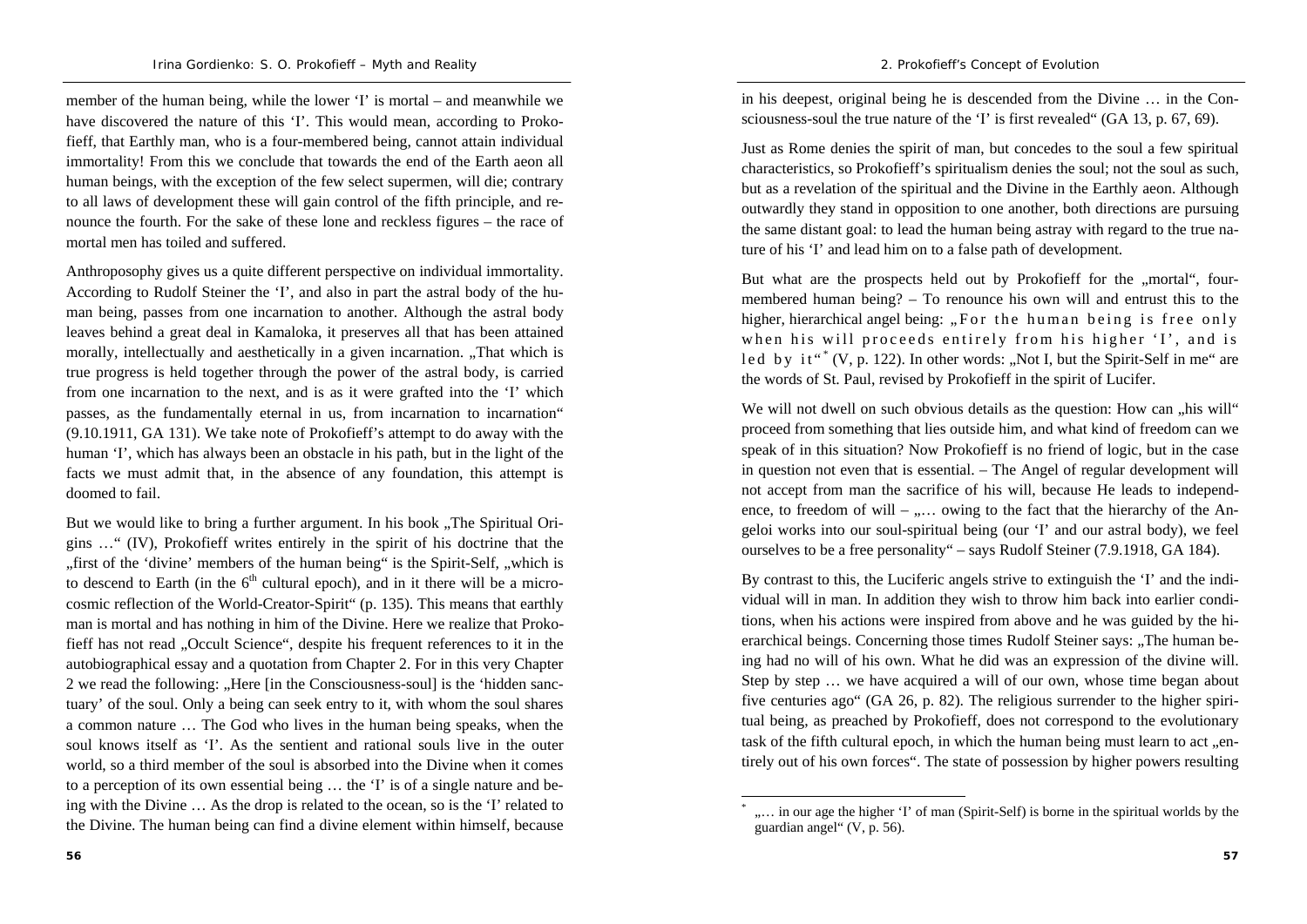member of the human being, while the lower 'I' is mortal – and meanwhile we have discovered the nature of this 'I'. This would mean, according to Prokofieff, that Earthly man, who is a four-membered being, cannot attain individual immortality! From this we conclude that towards the end of the Earth aeon all human beings, with the exception of the few select supermen, will die; contrary to all laws of development these will gain control of the fifth principle, and renounce the fourth. For the sake of these lone and reckless figures – the race of mortal men has toiled and suffered.

Anthroposophy gives us a quite different perspective on individual immortality. According to Rudolf Steiner the 'I', and also in part the astral body of the human being, passes from one incarnation to another. Although the astral body leaves behind a great deal in Kamaloka, it preserves all that has been attained morally, intellectually and aesthetically in a given incarnation. „That which is true progress is held together through the power of the astral body, is carried from one incarnation to the next, and is as it were grafted into the 'I' which passes, as the fundamentally eternal in us, from incarnation to incarnation" (9.10.1911, GA 131). We take note of Prokofieff's attempt to do away with the human 'I', which has always been an obstacle in his path, but in the light of the facts we must admit that, in the absence of any foundation, this attempt is doomed to fail.

But we would like to bring a further argument. In his book „The Spiritual Origins …" (IV), Prokofieff writes entirely in the spirit of his doctrine that the „first of the 'divine' members of the human being" is the Spirit-Self, „which is to descend to Earth (in the 6th cultural epoch), and in it there will be a microcosmic reflection of the World-Creator-Spirit" (p. 135). This means that earthly man is mortal and has nothing in him of the Divine. Here we realize that Prokofieff has not read „Occult Science", despite his frequent references to it in the autobiographical essay and a quotation from Chapter 2. For in this very Chapter 2 we read the following: „Here [in the Consciousness-soul] is the 'hidden sanctuary' of the soul. Only a being can seek entry to it, with whom the soul shares a common nature … The God who lives in the human being speaks, when the soul knows itself as 'I'. As the sentient and rational souls live in the outer world, so a third member of the soul is absorbed into the Divine when it comes to a perception of its own essential being … the 'I' is of a single nature and being with the Divine … As the drop is related to the ocean, so is the 'I' related to the Divine. The human being can find a divine element within himself, because in his deepest, original being he is descended from the Divine … in the Consciousness-soul the true nature of the 'I' is first revealed" (GA 13, p. 67, 69).

Just as Rome denies the spirit of man, but concedes to the soul a few spiritual characteristics, so Prokofieff's spiritualism denies the soul; not the soul as such, but as a revelation of the spiritual and the Divine in the Earthly aeon. Although outwardly they stand in opposition to one another, both directions are pursuing the same distant goal: to lead the human being astray with regard to the true nature of his 'I' and lead him on to a false path of development.

But what are the prospects held out by Prokofieff for the „mortal", four-membered human being? – To renounce his own will and entrust this to the higher, hierarchical angel being: „For the human being is free only when his will proceeds entirely from his higher 'I', and is led by it"* (V, p. 122). In other words: „Not I, but the Spirit-Self in me" are the words of St. Paul, revised by Prokofieff in the spirit of Lucifer.

We will not dwell on such obvious details as the question: How can „his will" proceed from something that lies outside him, and what kind of freedom can we speak of in this situation? Now Prokofieff is no friend of logic, but in the case in question not even that is essential. – The Angel of regular development will not accept from man the sacrifice of his will, because He leads to independence, to freedom of will – „… owing to the fact that the hierarchy of the Angeloi works into our soul-spiritual being (our 'I' and our astral body), we feel ourselves to be a free personality" – says Rudolf Steiner (7.9.1918, GA 184).

By contrast to this, the Luciferic angels strive to extinguish the 'I' and the individual will in man. In addition they wish to throw him back into earlier conditions, when his actions were inspired from above and he was guided by the hierarchical beings. Concerning those times Rudolf Steiner says: „The human being had no will of his own. What he did was an expression of the divine will. Step by step … we have acquired a will of our own, whose time began about five centuries ago" (GA 26, p. 82). The religious surrender to the higher spiritual being, as preached by Prokofieff, does not correspond to the evolutionary task of the fifth cultural epoch, in which the human being must learn to act „entirely out of his own forces". The state of possession by higher powers resulting

---

* „… in our age the higher 'I' of man (Spirit-Self) is borne in the spiritual worlds by the guardian angel" (V, p. 56).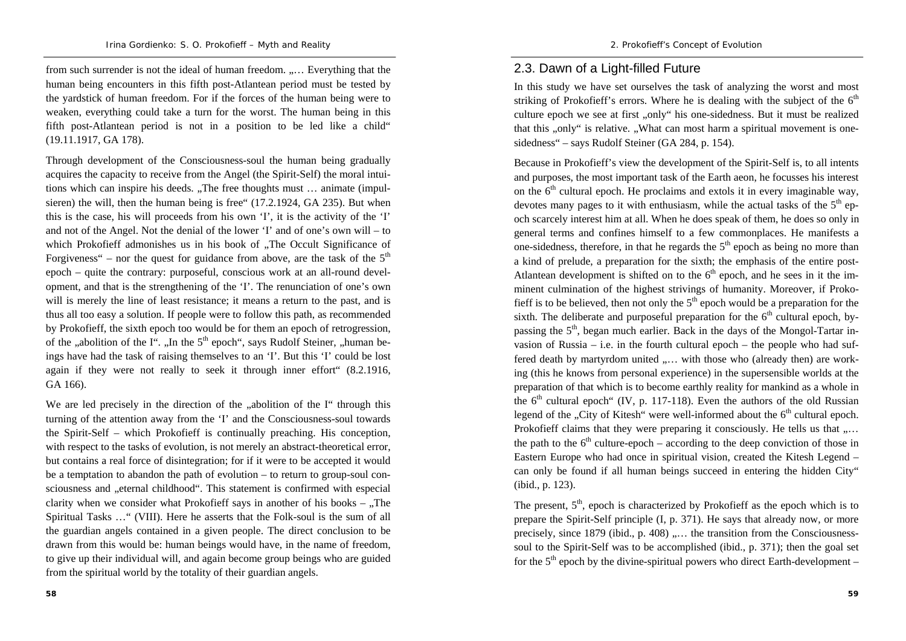from such surrender is not the ideal of human freedom. „… Everything that the human being encounters in this fifth post-Atlantean period must be tested by the yardstick of human freedom. For if the forces of the human being were to weaken, everything could take a turn for the worst. The human being in this fifth post-Atlantean period is not in a position to be led like a child" (19.11.1917, GA 178).

Through development of the Consciousness-soul the human being gradually acquires the capacity to receive from the Angel (the Spirit-Self) the moral intuitions which can inspire his deeds. „The free thoughts must … animate (impulsieren) the will, then the human being is free" (17.2.1924, GA 235). But when this is the case, his will proceeds from his own 'I', it is the activity of the 'I' and not of the Angel. Not the denial of the lower 'I' and of one's own will – to which Prokofieff admonishes us in his book of „The Occult Significance of Forgiveness" – nor the quest for guidance from above, are the task of the 5th epoch – quite the contrary: purposeful, conscious work at an all-round development, and that is the strengthening of the 'I'. The renunciation of one's own will is merely the line of least resistance; it means a return to the past, and is thus all too easy a solution. If people were to follow this path, as recommended by Prokofieff, the sixth epoch too would be for them an epoch of retrogression, of the „abolition of the I". „In the 5th epoch", says Rudolf Steiner, „human beings have had the task of raising themselves to an 'I'. But this 'I' could be lost again if they were not really to seek it through inner effort" (8.2.1916, GA 166).

We are led precisely in the direction of the „abolition of the I" through this turning of the attention away from the 'I' and the Consciousness-soul towards the Spirit-Self – which Prokofieff is continually preaching. His conception, with respect to the tasks of evolution, is not merely an abstract-theoretical error, but contains a real force of disintegration; for if it were to be accepted it would be a temptation to abandon the path of evolution – to return to group-soul consciousness and „eternal childhood". This statement is confirmed with especial clarity when we consider what Prokofieff says in another of his books – „The Spiritual Tasks …" (VIII). Here he asserts that the Folk-soul is the sum of all the guardian angels contained in a given people. The direct conclusion to be drawn from this would be: human beings would have, in the name of freedom, to give up their individual will, and again become group beings who are guided from the spiritual world by the totality of their guardian angels.

## 2.3. Dawn of a Light-filled Future

In this study we have set ourselves the task of analyzing the worst and most striking of Prokofieff's errors. Where he is dealing with the subject of the 6th culture epoch we see at first „only" his one-sidedness. But it must be realized that this „only" is relative. „What can most harm a spiritual movement is one-sidedness" – says Rudolf Steiner (GA 284, p. 154).

Because in Prokofieff's view the development of the Spirit-Self is, to all intents and purposes, the most important task of the Earth aeon, he focusses his interest on the 6th cultural epoch. He proclaims and extols it in every imaginable way, devotes many pages to it with enthusiasm, while the actual tasks of the 5th epoch scarcely interest him at all. When he does speak of them, he does so only in general terms and confines himself to a few commonplaces. He manifests a one-sidedness, therefore, in that he regards the 5th epoch as being no more than a kind of prelude, a preparation for the sixth; the emphasis of the entire post-Atlantean development is shifted on to the 6th epoch, and he sees in it the imminent culmination of the highest strivings of humanity. Moreover, if Prokofieff is to be believed, then not only the 5th epoch would be a preparation for the sixth. The deliberate and purposeful preparation for the 6th cultural epoch, bypassing the 5th, began much earlier. Back in the days of the Mongol-Tartar invasion of Russia – i.e. in the fourth cultural epoch – the people who had suffered death by martyrdom united „… with those who (already then) are working (this he knows from personal experience) in the supersensible worlds at the preparation of that which is to become earthly reality for mankind as a whole in the 6th cultural epoch" (IV, p. 117-118). Even the authors of the old Russian legend of the „City of Kitesh" were well-informed about the 6th cultural epoch. Prokofieff claims that they were preparing it consciously. He tells us that „… the path to the 6th culture-epoch – according to the deep conviction of those in Eastern Europe who had once in spiritual vision, created the Kitesh Legend – can only be found if all human beings succeed in entering the hidden City" (ibid., p. 123).

The present, 5th, epoch is characterized by Prokofieff as the epoch which is to prepare the Spirit-Self principle (I, p. 371). He says that already now, or more precisely, since 1879 (ibid., p. 408) „… the transition from the Consciousness-soul to the Spirit-Self was to be accomplished (ibid., p. 371); then the goal set for the 5th epoch by the divine-spiritual powers who direct Earth-development –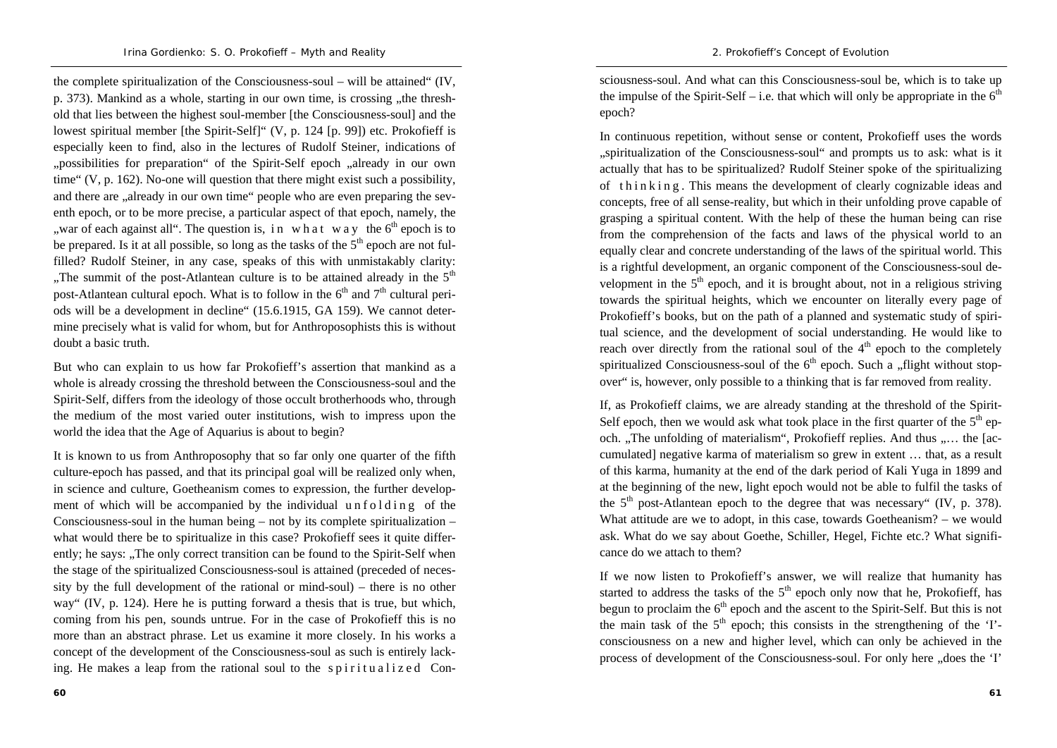the complete spiritualization of the Consciousness-soul – will be attained" (IV, p. 373). Mankind as a whole, starting in our own time, is crossing „the threshold that lies between the highest soul-member [the Consciousness-soul] and the lowest spiritual member [the Spirit-Self]" (V, p. 124 [p. 99]) etc. Prokofieff is especially keen to find, also in the lectures of Rudolf Steiner, indications of „possibilities for preparation" of the Spirit-Self epoch „already in our own time" (V, p. 162). No-one will question that there might exist such a possibility, and there are „already in our own time" people who are even preparing the seventh epoch, or to be more precise, a particular aspect of that epoch, namely, the „war of each against all". The question is, *in what way* the $6^{th}$ epoch is to be prepared. Is it at all possible, so long as the tasks of the $5^{th}$ epoch are not fulfilled? Rudolf Steiner, in any case, speaks of this with unmistakably clarity: „The summit of the post-Atlantean culture is to be attained already in the $5^{th}$ post-Atlantean cultural epoch. What is to follow in the $6^{th}$ and $7^{th}$ cultural periods will be a development in decline" (15.6.1915, GA 159). We cannot determine precisely what is valid for whom, but for Anthroposophists this is without doubt a basic truth.

But who can explain to us how far Prokofieff's assertion that mankind as a whole is already crossing the threshold between the Consciousness-soul and the Spirit-Self, differs from the ideology of those occult brotherhoods who, through the medium of the most varied outer institutions, wish to impress upon the world the idea that the Age of Aquarius is about to begin?

It is known to us from Anthroposophy that so far only one quarter of the fifth culture-epoch has passed, and that its principal goal will be realized only when, in science and culture, Goetheanism comes to expression, the further development of which will be accompanied by the individual *unfolding* of the Consciousness-soul in the human being – not by its complete spiritualization – what would there be to spiritualize in this case? Prokofieff sees it quite differently; he says: „The only correct transition can be found to the Spirit-Self when the stage of the spiritualized Consciousness-soul is attained (preceded of necessity by the full development of the rational or mind-soul) – there is no other way" (IV, p. 124). Here he is putting forward a thesis that is true, but which, coming from his pen, sounds untrue. For in the case of Prokofieff this is no more than an abstract phrase. Let us examine it more closely. In his works a concept of the development of the Consciousness-soul as such is entirely lacking. He makes a leap from the rational soul to the *spiritualized* Consciousness-soul. And what can this Consciousness-soul be, which is to take up the impulse of the Spirit-Self – i.e. that which will only be appropriate in the $6^{th}$ epoch?

In continuous repetition, without sense or content, Prokofieff uses the words „spiritualization of the Consciousness-soul" and prompts us to ask: what is it actually that has to be spiritualized? Rudolf Steiner spoke of the spiritualizing of *thinking*. This means the development of clearly cognizable ideas and concepts, free of all sense-reality, but which in their unfolding prove capable of grasping a spiritual content. With the help of these the human being can rise from the comprehension of the facts and laws of the physical world to an equally clear and concrete understanding of the laws of the spiritual world. This is a rightful development, an organic component of the Consciousness-soul development in the $5^{th}$ epoch, and it is brought about, not in a religious striving towards the spiritual heights, which we encounter on literally every page of Prokofieff's books, but on the path of a planned and systematic study of spiritual science, and the development of social understanding. He would like to reach over directly from the rational soul of the $4^{th}$ epoch to the completely spiritualized Consciousness-soul of the $6^{th}$ epoch. Such a „flight without stopover" is, however, only possible to a thinking that is far removed from reality.

If, as Prokofieff claims, we are already standing at the threshold of the Spirit-Self epoch, then we would ask what took place in the first quarter of the $5^{th}$ epoch. „The unfolding of materialism", Prokofieff replies. And thus „… the [accumulated] negative karma of materialism so grew in extent … that, as a result of this karma, humanity at the end of the dark period of Kali Yuga in 1899 and at the beginning of the new, light epoch would not be able to fulfil the tasks of the $5^{th}$ post-Atlantean epoch to the degree that was necessary" (IV, p. 378). What attitude are we to adopt, in this case, towards Goetheanism? – we would ask. What do we say about Goethe, Schiller, Hegel, Fichte etc.? What significance do we attach to them?

If we now listen to Prokofieff's answer, we will realize that humanity has started to address the tasks of the $5^{th}$ epoch only now that he, Prokofieff, has begun to proclaim the $6^{th}$ epoch and the ascent to the Spirit-Self. But this is not the main task of the $5^{th}$ epoch; this consists in the strengthening of the 'I'-consciousness on a new and higher level, which can only be achieved in the process of development of the Consciousness-soul. For only here „does the 'I'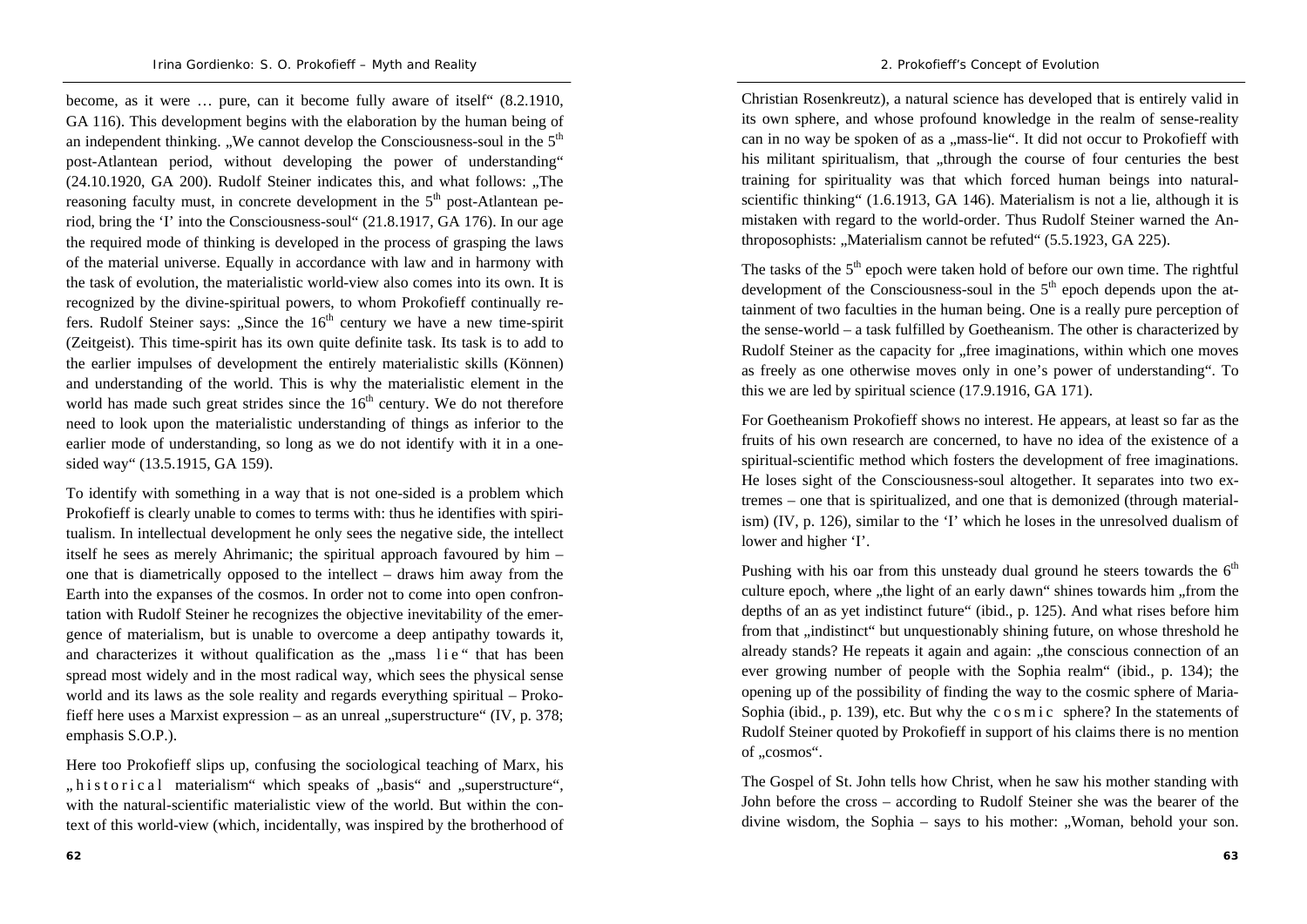become, as it were … pure, can it become fully aware of itself" (8.2.1910, GA 116). This development begins with the elaboration by the human being of an independent thinking. „We cannot develop the Consciousness-soul in the 5th post-Atlantean period, without developing the power of understanding" (24.10.1920, GA 200). Rudolf Steiner indicates this, and what follows: „The reasoning faculty must, in concrete development in the 5th post-Atlantean period, bring the 'I' into the Consciousness-soul" (21.8.1917, GA 176). In our age the required mode of thinking is developed in the process of grasping the laws of the material universe. Equally in accordance with law and in harmony with the task of evolution, the materialistic world-view also comes into its own. It is recognized by the divine-spiritual powers, to whom Prokofieff continually refers. Rudolf Steiner says: „Since the 16th century we have a new time-spirit (Zeitgeist). This time-spirit has its own quite definite task. Its task is to add to the earlier impulses of development the entirely materialistic skills (Können) and understanding of the world. This is why the materialistic element in the world has made such great strides since the 16th century. We do not therefore need to look upon the materialistic understanding of things as inferior to the earlier mode of understanding, so long as we do not identify with it in a one-sided way" (13.5.1915, GA 159).

To identify with something in a way that is not one-sided is a problem which Prokofieff is clearly unable to comes to terms with: thus he identifies with spiritualism. In intellectual development he only sees the negative side, the intellect itself he sees as merely Ahrimanic; the spiritual approach favoured by him – one that is diametrically opposed to the intellect – draws him away from the Earth into the expanses of the cosmos. In order not to come into open confrontation with Rudolf Steiner he recognizes the objective inevitability of the emergence of materialism, but is unable to overcome a deep antipathy towards it, and characterizes it without qualification as the „mass l i e" that has been spread most widely and in the most radical way, which sees the physical sense world and its laws as the sole reality and regards everything spiritual – Prokofieff here uses a Marxist expression – as an unreal „superstructure" (IV, p. 378; emphasis S.O.P.).

Here too Prokofieff slips up, confusing the sociological teaching of Marx, his „h i s t o r i c a l materialism" which speaks of „basis" and „superstructure", with the natural-scientific materialistic view of the world. But within the context of this world-view (which, incidentally, was inspired by the brotherhood of Christian Rosenkreutz), a natural science has developed that is entirely valid in its own sphere, and whose profound knowledge in the realm of sense-reality can in no way be spoken of as a „mass-lie". It did not occur to Prokofieff with his militant spiritualism, that „through the course of four centuries the best training for spirituality was that which forced human beings into natural-scientific thinking" (1.6.1913, GA 146). Materialism is not a lie, although it is mistaken with regard to the world-order. Thus Rudolf Steiner warned the Anthroposophists: „Materialism cannot be refuted" (5.5.1923, GA 225).

The tasks of the 5th epoch were taken hold of before our own time. The rightful development of the Consciousness-soul in the 5th epoch depends upon the attainment of two faculties in the human being. One is a really pure perception of the sense-world – a task fulfilled by Goetheanism. The other is characterized by Rudolf Steiner as the capacity for „free imaginations, within which one moves as freely as one otherwise moves only in one's power of understanding". To this we are led by spiritual science (17.9.1916, GA 171).

For Goetheanism Prokofieff shows no interest. He appears, at least so far as the fruits of his own research are concerned, to have no idea of the existence of a spiritual-scientific method which fosters the development of free imaginations. He loses sight of the Consciousness-soul altogether. It separates into two extremes – one that is spiritualized, and one that is demonized (through materialism) (IV, p. 126), similar to the 'I' which he loses in the unresolved dualism of lower and higher 'I'.

Pushing with his oar from this unsteady dual ground he steers towards the 6th culture epoch, where „the light of an early dawn" shines towards him „from the depths of an as yet indistinct future" (ibid., p. 125). And what rises before him from that „indistinct" but unquestionably shining future, on whose threshold he already stands? He repeats it again and again: „the conscious connection of an ever growing number of people with the Sophia realm" (ibid., p. 134); the opening up of the possibility of finding the way to the cosmic sphere of Maria-Sophia (ibid., p. 139), etc. But why the c o s m i c sphere? In the statements of Rudolf Steiner quoted by Prokofieff in support of his claims there is no mention of „cosmos".

The Gospel of St. John tells how Christ, when he saw his mother standing with John before the cross – according to Rudolf Steiner she was the bearer of the divine wisdom, the Sophia – says to his mother: „Woman, behold your son.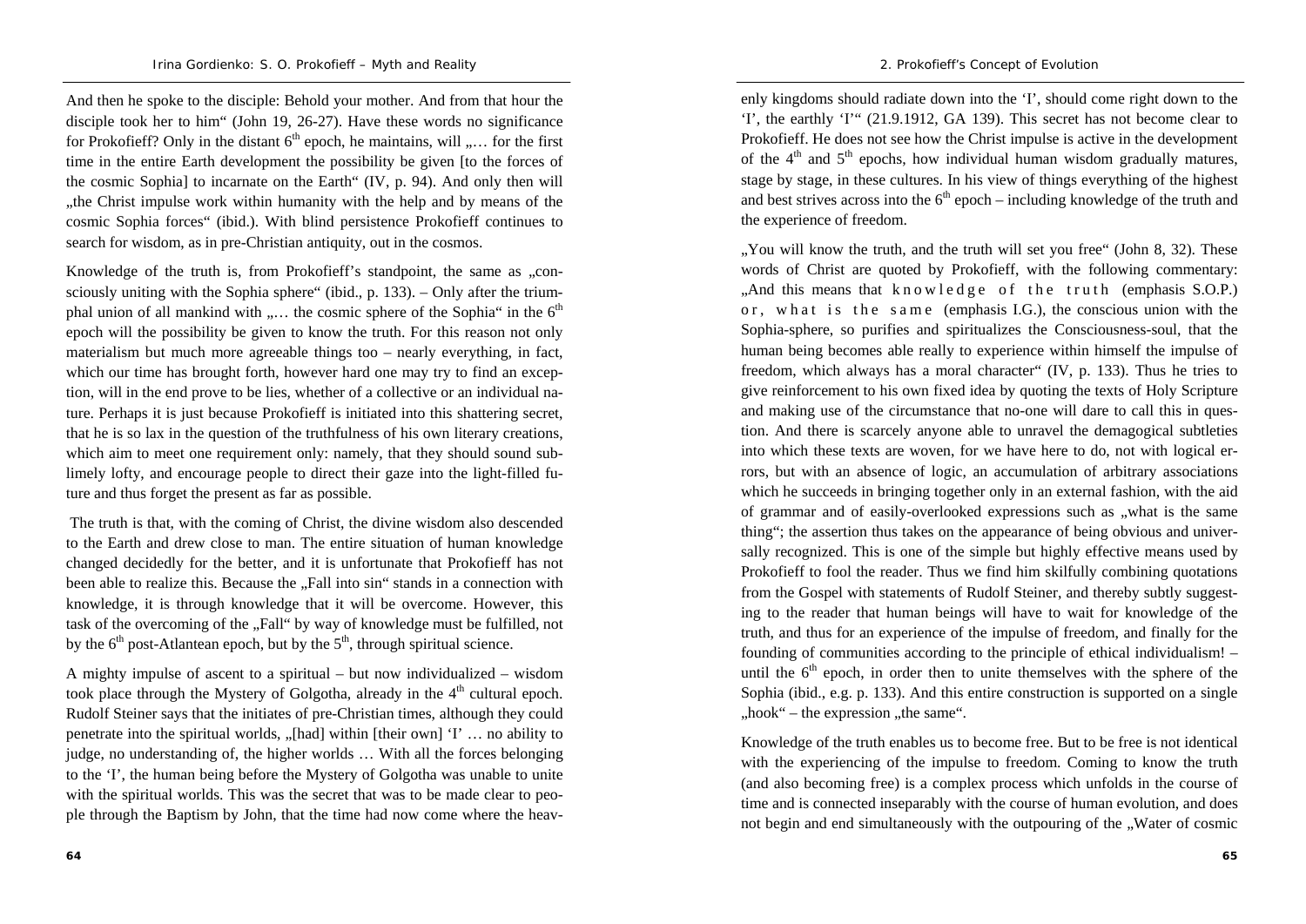And then he spoke to the disciple: Behold your mother. And from that hour the disciple took her to him" (John 19, 26-27). Have these words no significance for Prokofieff? Only in the distant $6^{th}$ epoch, he maintains, will „… for the first time in the entire Earth development the possibility be given [to the forces of the cosmic Sophia] to incarnate on the Earth" (IV, p. 94). And only then will „the Christ impulse work within humanity with the help and by means of the cosmic Sophia forces" (ibid.). With blind persistence Prokofieff continues to search for wisdom, as in pre-Christian antiquity, out in the cosmos.

Knowledge of the truth is, from Prokofieff's standpoint, the same as „consciously uniting with the Sophia sphere" (ibid., p. 133). – Only after the triumphal union of all mankind with „… the cosmic sphere of the Sophia" in the $6^{th}$ epoch will the possibility be given to know the truth. For this reason not only materialism but much more agreeable things too – nearly everything, in fact, which our time has brought forth, however hard one may try to find an exception, will in the end prove to be lies, whether of a collective or an individual nature. Perhaps it is just because Prokofieff is initiated into this shattering secret, that he is so lax in the question of the truthfulness of his own literary creations, which aim to meet one requirement only: namely, that they should sound sublimely lofty, and encourage people to direct their gaze into the light-filled future and thus forget the present as far as possible.

The truth is that, with the coming of Christ, the divine wisdom also descended to the Earth and drew close to man. The entire situation of human knowledge changed decidedly for the better, and it is unfortunate that Prokofieff has not been able to realize this. Because the „Fall into sin" stands in a connection with knowledge, it is through knowledge that it will be overcome. However, this task of the overcoming of the „Fall" by way of knowledge must be fulfilled, not by the $6^{th}$ post-Atlantean epoch, but by the $5^{th}$, through spiritual science.

A mighty impulse of ascent to a spiritual – but now individualized – wisdom took place through the Mystery of Golgotha, already in the $4^{th}$ cultural epoch. Rudolf Steiner says that the initiates of pre-Christian times, although they could penetrate into the spiritual worlds, „[had] within [their own] 'I' … no ability to judge, no understanding of, the higher worlds … With all the forces belonging to the 'I', the human being before the Mystery of Golgotha was unable to unite with the spiritual worlds. This was the secret that was to be made clear to people through the Baptism by John, that the time had now come where the heavenly kingdoms should radiate down into the 'I', should come right down to the 'I', the earthly 'I'" (21.9.1912, GA 139). This secret has not become clear to Prokofieff. He does not see how the Christ impulse is active in the development of the $4^{th}$ and $5^{th}$ epochs, how individual human wisdom gradually matures, stage by stage, in these cultures. In his view of things everything of the highest and best strives across into the $6^{th}$ epoch – including knowledge of the truth and the experience of freedom.

„You will know the truth, and the truth will set you free" (John 8, 32). These words of Christ are quoted by Prokofieff, with the following commentary: „And this means that k n o w l e d g e  o f  t h e  t r u t h (emphasis S.O.P.) o r ,  w h a t  i s  t h e  s a m e (emphasis I.G.), the conscious union with the Sophia-sphere, so purifies and spiritualizes the Consciousness-soul, that the human being becomes able really to experience within himself the impulse of freedom, which always has a moral character" (IV, p. 133). Thus he tries to give reinforcement to his own fixed idea by quoting the texts of Holy Scripture and making use of the circumstance that no-one will dare to call this in question. And there is scarcely anyone able to unravel the demagogical subtleties into which these texts are woven, for we have here to do, not with logical errors, but with an absence of logic, an accumulation of arbitrary associations which he succeeds in bringing together only in an external fashion, with the aid of grammar and of easily-overlooked expressions such as „what is the same thing"; the assertion thus takes on the appearance of being obvious and universally recognized. This is one of the simple but highly effective means used by Prokofieff to fool the reader. Thus we find him skilfully combining quotations from the Gospel with statements of Rudolf Steiner, and thereby subtly suggesting to the reader that human beings will have to wait for knowledge of the truth, and thus for an experience of the impulse of freedom, and finally for the founding of communities according to the principle of ethical individualism! – until the $6^{th}$ epoch, in order then to unite themselves with the sphere of the Sophia (ibid., e.g. p. 133). And this entire construction is supported on a single „hook" – the expression „the same".

Knowledge of the truth enables us to become free. But to be free is not identical with the experiencing of the impulse to freedom. Coming to know the truth (and also becoming free) is a complex process which unfolds in the course of time and is connected inseparably with the course of human evolution, and does not begin and end simultaneously with the outpouring of the „Water of cosmic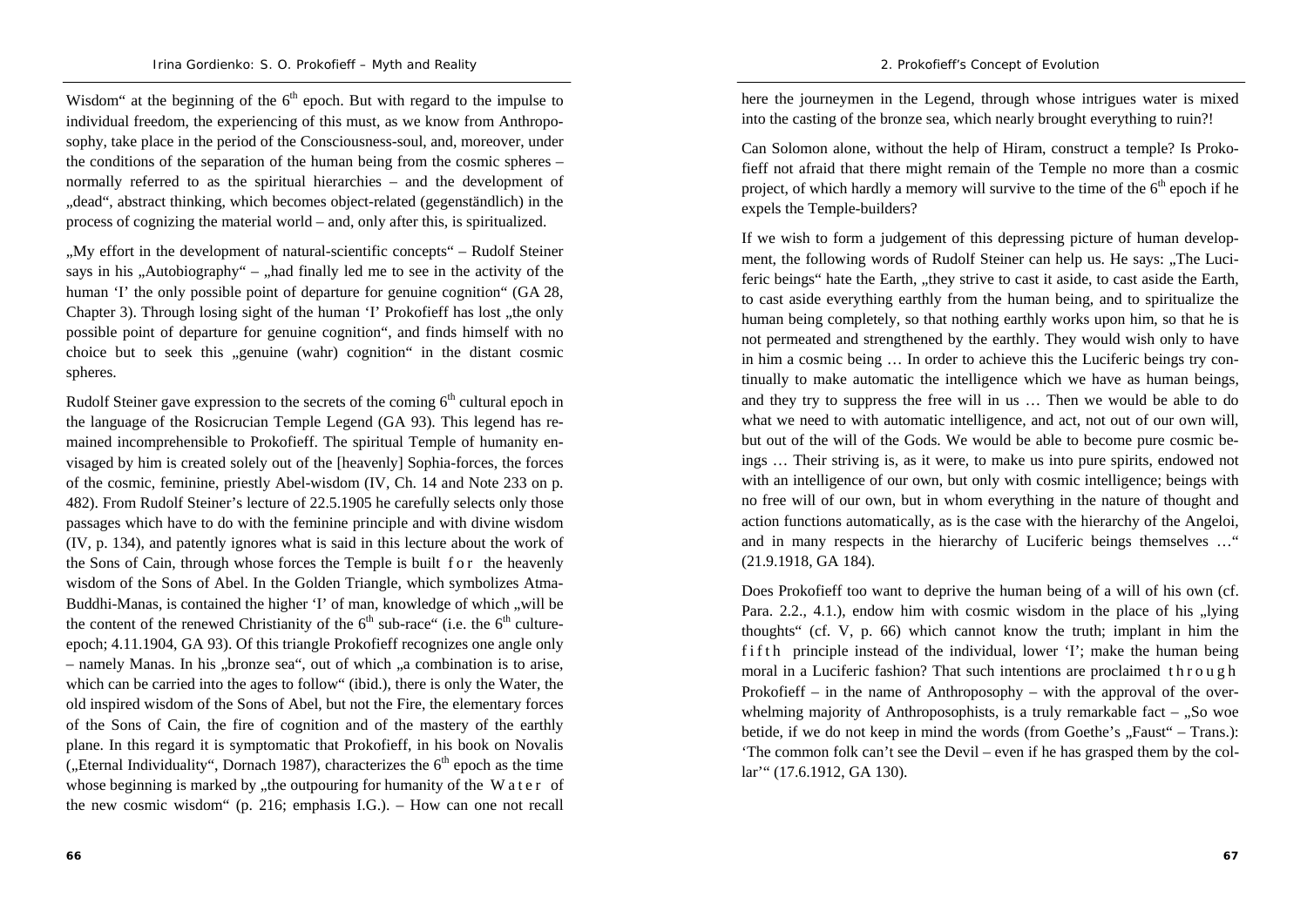Wisdom" at the beginning of the $6^{th}$ epoch. But with regard to the impulse to individual freedom, the experiencing of this must, as we know from Anthroposophy, take place in the period of the Consciousness-soul, and, moreover, under the conditions of the separation of the human being from the cosmic spheres – normally referred to as the spiritual hierarchies – and the development of „dead", abstract thinking, which becomes object-related (gegenständlich) in the process of cognizing the material world – and, only after this, is spiritualized.

„My effort in the development of natural-scientific concepts" – Rudolf Steiner says in his „Autobiography" – „had finally led me to see in the activity of the human 'I' the only possible point of departure for genuine cognition" (GA 28, Chapter 3). Through losing sight of the human 'I' Prokofieff has lost „the only possible point of departure for genuine cognition", and finds himself with no choice but to seek this „genuine (wahr) cognition" in the distant cosmic spheres.

Rudolf Steiner gave expression to the secrets of the coming $6^{th}$ cultural epoch in the language of the Rosicrucian Temple Legend (GA 93). This legend has remained incomprehensible to Prokofieff. The spiritual Temple of humanity envisaged by him is created solely out of the [heavenly] Sophia-forces, the forces of the cosmic, feminine, priestly Abel-wisdom (IV, Ch. 14 and Note 233 on p. 482). From Rudolf Steiner's lecture of 22.5.1905 he carefully selects only those passages which have to do with the feminine principle and with divine wisdom (IV, p. 134), and patently ignores what is said in this lecture about the work of the Sons of Cain, through whose forces the Temple is built f o r the heavenly wisdom of the Sons of Abel. In the Golden Triangle, which symbolizes Atma-Buddhi-Manas, is contained the higher 'I' of man, knowledge of which „will be the content of the renewed Christianity of the $6^{th}$ sub-race" (i.e. the $6^{th}$ culture-epoch; 4.11.1904, GA 93). Of this triangle Prokofieff recognizes one angle only – namely Manas. In his „bronze sea", out of which „a combination is to arise, which can be carried into the ages to follow" (ibid.), there is only the Water, the old inspired wisdom of the Sons of Abel, but not the Fire, the elementary forces of the Sons of Cain, the fire of cognition and of the mastery of the earthly plane. In this regard it is symptomatic that Prokofieff, in his book on Novalis („Eternal Individuality", Dornach 1987), characterizes the $6^{th}$ epoch as the time whose beginning is marked by „the outpouring for humanity of the W a t e r of the new cosmic wisdom" (p. 216; emphasis I.G.). – How can one not recall here the journeymen in the Legend, through whose intrigues water is mixed into the casting of the bronze sea, which nearly brought everything to ruin?!

Can Solomon alone, without the help of Hiram, construct a temple? Is Prokofieff not afraid that there might remain of the Temple no more than a cosmic project, of which hardly a memory will survive to the time of the $6^{th}$ epoch if he expels the Temple-builders?

If we wish to form a judgement of this depressing picture of human development, the following words of Rudolf Steiner can help us. He says: „The Luciferic beings" hate the Earth, „they strive to cast it aside, to cast aside the Earth, to cast aside everything earthly from the human being, and to spiritualize the human being completely, so that nothing earthly works upon him, so that he is not permeated and strengthened by the earthly. They would wish only to have in him a cosmic being … In order to achieve this the Luciferic beings try continually to make automatic the intelligence which we have as human beings, and they try to suppress the free will in us … Then we would be able to do what we need to with automatic intelligence, and act, not out of our own will, but out of the will of the Gods. We would be able to become pure cosmic beings … Their striving is, as it were, to make us into pure spirits, endowed not with an intelligence of our own, but only with cosmic intelligence; beings with no free will of our own, but in whom everything in the nature of thought and action functions automatically, as is the case with the hierarchy of the Angeloi, and in many respects in the hierarchy of Luciferic beings themselves …" (21.9.1918, GA 184).

Does Prokofieff too want to deprive the human being of a will of his own (cf. Para. 2.2., 4.1.), endow him with cosmic wisdom in the place of his „lying thoughts" (cf. V, p. 66) which cannot know the truth; implant in him the f i f t h principle instead of the individual, lower 'I'; make the human being moral in a Luciferic fashion? That such intentions are proclaimed t h r o u g h Prokofieff – in the name of Anthroposophy – with the approval of the overwhelming majority of Anthroposophists, is a truly remarkable fact – „So woe betide, if we do not keep in mind the words (from Goethe's „Faust" – Trans.): 'The common folk can't see the Devil – even if he has grasped them by the collar'" (17.6.1912, GA 130).